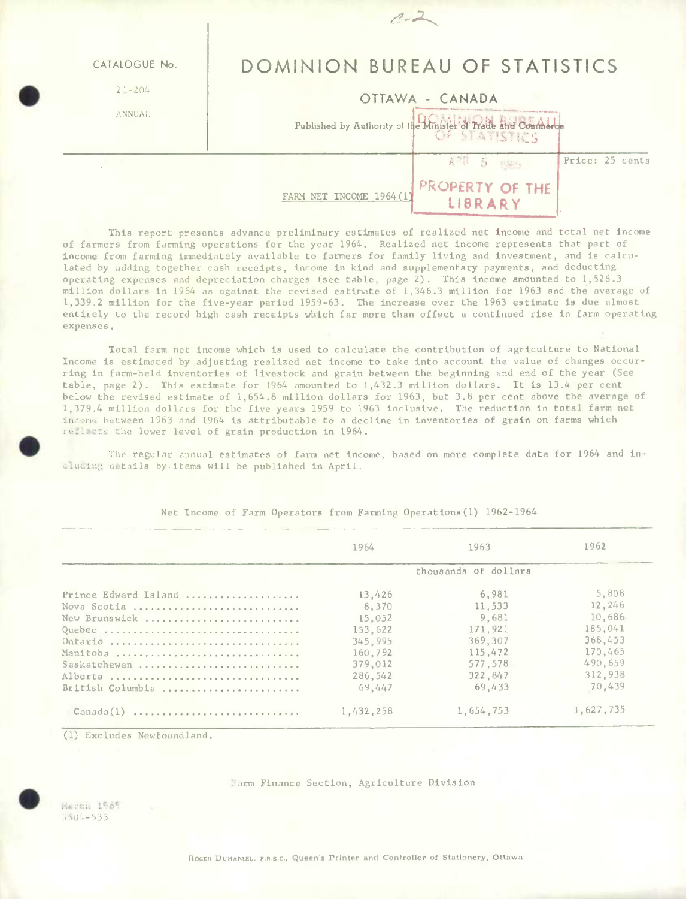CATALOGUE No.

21-204

ANNUAL

# DOMINION BUREAU OF STATISTICS

OTTAWA - CANADA

Published by Authority of the Minister of Trade and Commerce

Price: 25 cents

## FARM NET INCOME 1964(1)

This report presents advance preliminary estimates of realized net income and total net income of farmers from farming operations for the year 1964. Realized net income represents that part of income from farming immediately available to farmers for family living and investment, and is calculated by adding together cash receipts, income in kind and supplementary payments, and deducting operating expenses and depreciation charges (see table, page 2). This income amounted to 1,526.3 million dollars in 1964 as against the revised estimate of 1,346.3 million for 1963 and the average of 1,339.2 million for the five-year period 1959-63. The increase over the 1963 estimate is due almost entirely to the record high cash receipts which far more than offset a continued rise in farm operating expenses.

Total farm net income which is used to calculate the contribution of agriculture to National Income is estimated by adjusting realized net income to take into account the value of changes occurring in farm-held inventories of livestock and grain between the beginning and end of the year (See table, page 2). This estimate for 1964 amounted to 1,432.3 million dollars. It is 13.4 per cent below the revised estimate of 1,654.8 million dollars for 1963, but 3.8 per cent above the average of 1,379.4 million dollars for the five years 1959 to 1963 inclusive. The reduction in total farm net income between 1963 and 1964 is attributable to a decline in inventories of grain on farms which reflects the lower level of grain production in 1964.

The regular annual estimates of farm net income, based on more complete data for 1964 and including details by items will be published in April.

Net Income of Farm Operators from Farming Operations(1) 1962-1964

| | 1964 | 1963 | 1962 |
|---|---|---|---|
| | thousands of dollars | | |
| Prince Edward Island | 13,426 | 6,981 | 6,808 |
| Nova Scotia | 8,370 | 11,533 | 12,246 |
| New Brunswick | 15,052 | 9,681 | 10,686 |
| Quebec | 153,622 | 171,921 | 185,041 |
| Ontario | 345,995 | 369,307 | 368,453 |
| Manitoba | 160,792 | 115,472 | 170,465 |
| Saskatchewan | 379,012 | 577,578 | 490,659 |
| Alberta | 286,542 | 322,847 | 312,938 |
| British Columbia | 69,447 | 69,433 | 70,439 |
| Canada(1) | 1,432,258 | 1,654,753 | 1,627,735 |

(1) Excludes Newfoundland.

Farm Finance Section, Agriculture Division

March 1965
5504-533

ROGER DUHAMEL, F.R.S.C., Queen's Printer and Controller of Stationery, Ottawa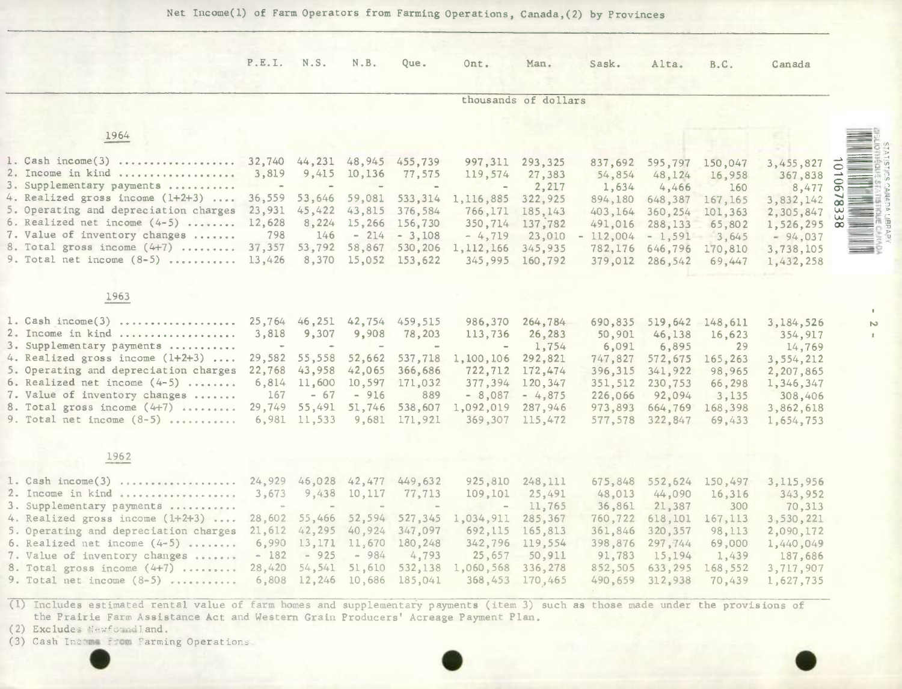## Net Income(1) of Farm Operators from Farming Operations, Canada,(2) by Provinces

| | P.E.I. | N.S. | N.B. | Que. | Ont. | Man. | Sask. | Alta. | B.C. | Canada |
|---|---|---|---|---|---|---|---|---|---|---|
| | | | | | thousands of dollars | | | | | |
| **1964** | | | | | | | | | | |
| 1. Cash income(3) .................. | 32,740 | 44,231 | 48,945 | 455,739 | 997,311 | 293,325 | 837,692 | 595,797 | 150,047 | 3,455,827 |
| 2. Income in kind .................. | 3,819 | 9,415 | 10,136 | 77,575 | 119,574 | 27,383 | 54,854 | 48,124 | 16,958 | 367,838 |
| 3. Supplementary payments ........... | - | - | - | - | - | 2,217 | 1,634 | 4,466 | 160 | 8,477 |
| 4. Realized gross income (1+2+3) .... | 36,559 | 53,646 | 59,081 | 533,314 | 1,116,885 | 322,925 | 894,180 | 648,387 | 167,165 | 3,832,142 |
| 5. Operating and depreciation charges | 23,931 | 45,422 | 43,815 | 376,584 | 766,171 | 185,143 | 403,164 | 360,254 | 101,363 | 2,305,847 |
| 6. Realized net income (4-5) ........ | 12,628 | 8,224 | 15,266 | 156,730 | 350,714 | 137,782 | 491,016 | 288,133 | 65,802 | 1,526,295 |
| 7. Value of inventory changes ....... | 798 | 146 | - 214 | - 3,108 | - 4,719 | 23,010 | - 112,004 | - 1,591 | 3,645 | - 94,037 |
| 8. Total gross income (4+7) ......... | 37,357 | 53,792 | 58,867 | 530,206 | 1,112,166 | 345,935 | 782,176 | 646,796 | 170,810 | 3,738,105 |
| 9. Total net income (8-5) ........... | 13,426 | 8,370 | 15,052 | 153,622 | 345,995 | 160,792 | 379,012 | 286,542 | 69,447 | 1,432,258 |
| **1963** | | | | | | | | | | |
| 1. Cash income(3) .................. | 25,764 | 46,251 | 42,754 | 459,515 | 986,370 | 264,784 | 690,835 | 519,642 | 148,611 | 3,184,526 |
| 2. Income in kind .................. | 3,818 | 9,307 | 9,908 | 78,203 | 113,736 | 26,283 | 50,901 | 46,138 | 16,623 | 354,917 |
| 3. Supplementary payments ........... | - | - | - | - | - | 1,754 | 6,091 | 6,895 | 29 | 14,769 |
| 4. Realized gross income (1+2+3) .... | 29,582 | 55,558 | 52,662 | 537,718 | 1,100,106 | 292,821 | 747,827 | 572,675 | 165,263 | 3,554,212 |
| 5. Operating and depreciation charges | 22,768 | 43,958 | 42,065 | 366,686 | 722,712 | 172,474 | 396,315 | 341,922 | 98,965 | 2,207,865 |
| 6. Realized net income (4-5) ........ | 6,814 | 11,600 | 10,597 | 171,032 | 377,394 | 120,347 | 351,512 | 230,753 | 66,298 | 1,346,347 |
| 7. Value of inventory changes ....... | 167 | - 67 | - 916 | 889 | - 8,087 | - 4,875 | 226,066 | 92,094 | 3,135 | 308,406 |
| 8. Total gross income (4+7) ......... | 29,749 | 55,491 | 51,746 | 538,607 | 1,092,019 | 287,946 | 973,893 | 664,769 | 168,398 | 3,862,618 |
| 9. Total net income (8-5) ........... | 6,981 | 11,533 | 9,681 | 171,921 | 369,307 | 115,472 | 577,578 | 322,847 | 69,433 | 1,654,753 |
| **1962** | | | | | | | | | | |
| 1. Cash income(3) .................. | 24,929 | 46,028 | 42,477 | 449,632 | 925,810 | 248,111 | 675,848 | 552,624 | 150,497 | 3,115,956 |
| 2. Income in kind .................. | 3,673 | 9,438 | 10,117 | 77,713 | 109,101 | 25,491 | 48,013 | 44,090 | 16,316 | 343,952 |
| 3. Supplementary payments ........... | - | - | - | - | - | 11,765 | 36,861 | 21,387 | 300 | 70,313 |
| 4. Realized gross income (1+2+3) .... | 28,602 | 55,466 | 52,594 | 527,345 | 1,034,911 | 285,367 | 760,722 | 618,101 | 167,113 | 3,530,221 |
| 5. Operating and depreciation charges | 21,612 | 42,295 | 40,924 | 347,097 | 692,115 | 165,813 | 361,846 | 320,357 | 98,113 | 2,090,172 |
| 6. Realized net income (4-5) ........ | 6,990 | 13,171 | 11,670 | 180,248 | 342,796 | 119,554 | 398,876 | 297,744 | 69,000 | 1,440,049 |
| 7. Value of inventory changes ....... | - 182 | - 925 | - 984 | 4,793 | 25,657 | 50,911 | 91,783 | 15,194 | 1,439 | 187,686 |
| 8. Total gross income (4+7) ......... | 28,420 | 54,541 | 51,610 | 532,138 | 1,060,568 | 336,278 | 852,505 | 633,295 | 168,552 | 3,717,907 |
| 9. Total net income (8-5) ........... | 6,808 | 12,246 | 10,686 | 185,041 | 368,453 | 170,465 | 490,659 | 312,938 | 70,439 | 1,627,735 |

(1) Includes estimated rental value of farm homes and supplementary payments (item 3) such as those made under the provisions of the Prairie Farm Assistance Act and Western Grain Producers' Acreage Payment Plan.

(2) Excludes Newfoundland.

(3) Cash Income from Farming Operations.